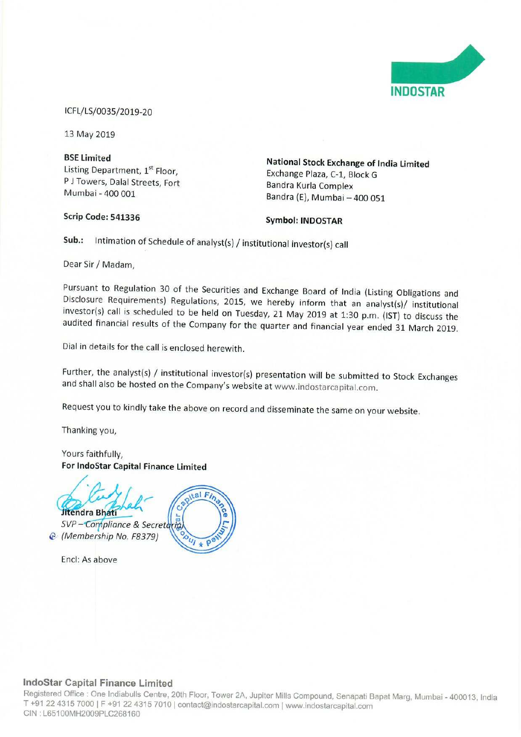INDOSTAR

ICFL/LS/0035/2019-20

13 May 2019

**BSE Limited**
Listing Department, 1st Floor,
P J Towers, Dalal Streets, Fort
Mumbai - 400 001

**Scrip Code: 541336**

**National Stock Exchange of India Limited**
Exchange Plaza, C-1, Block G
Bandra Kurla Complex
Bandra (E), Mumbai – 400 051

**Symbol: INDOSTAR**

**Sub.:** Intimation of Schedule of analyst(s) / institutional investor(s) call

Dear Sir / Madam,

Pursuant to Regulation 30 of the Securities and Exchange Board of India (Listing Obligations and Disclosure Requirements) Regulations, 2015, we hereby inform that an analyst(s)/ institutional investor(s) call is scheduled to be held on Tuesday, 21 May 2019 at 1:30 p.m. (IST) to discuss the audited financial results of the Company for the quarter and financial year ended 31 March 2019.

Dial in details for the call is enclosed herewith.

Further, the analyst(s) / institutional investor(s) presentation will be submitted to Stock Exchanges and shall also be hosted on the Company's website at www.indostarcapital.com.

Request you to kindly take the above on record and disseminate the same on your website.

Thanking you,

Yours faithfully,
**For IndoStar Capital Finance Limited**

**Jitendra Bhati**
*SVP – Compliance & Secretarial*
*(Membership No. F8379)*

Encl: As above

**IndoStar Capital Finance Limited**
Registered Office : One Indiabulls Centre, 20th Floor, Tower 2A, Jupiter Mills Compound, Senapati Bapat Marg, Mumbai - 400013, India
T +91 22 4315 7000 | F +91 22 4315 7010 | contact@indostarcapital.com | www.indostarcapital.com
CIN : L65100MH2009PLC268160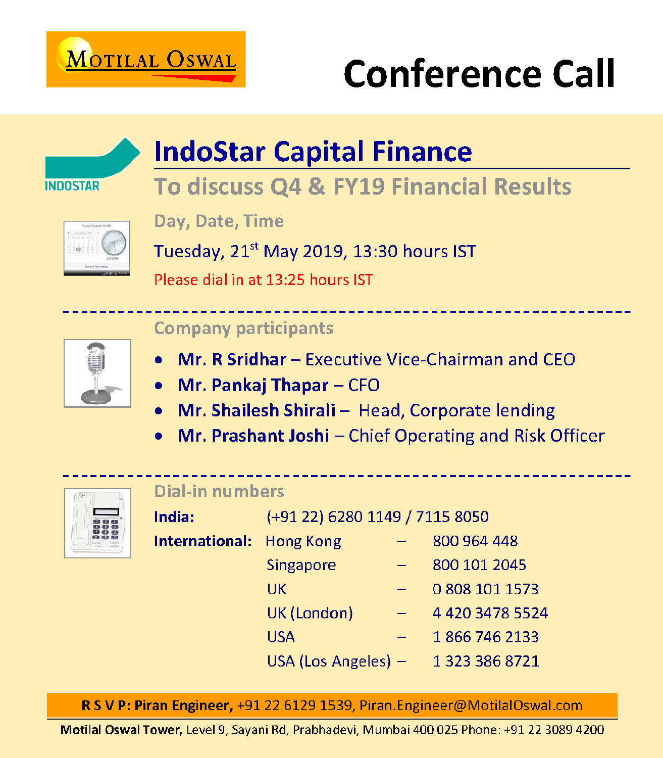MOTILAL OSWAL

# Conference Call

## IndoStar Capital Finance

### To discuss Q4 & FY19 Financial Results

**Day, Date, Time**

Tuesday, 21st May 2019, 13:30 hours IST

Please dial in at 13:25 hours IST

**Company participants**

- **Mr. R Sridhar** – Executive Vice-Chairman and CEO
- **Mr. Pankaj Thapar** – CFO
- **Mr. Shailesh Shirali** – Head, Corporate lending
- **Mr. Prashant Joshi** – Chief Operating and Risk Officer

**Dial-in numbers**

**India:** (+91 22) 6280 1149 / 7115 8050

**International:**

| | | |
|---|---|---|
| Hong Kong | – | 800 964 448 |
| Singapore | – | 800 101 2045 |
| UK | – | 0 808 101 1573 |
| UK (London) | – | 4 420 3478 5524 |
| USA | – | 1 866 746 2133 |
| USA (Los Angeles) | – | 1 323 386 8721 |

**R S V P: Piran Engineer,** +91 22 6129 1539, Piran.Engineer@MotilalOswal.com

**Motilal Oswal Tower,** Level 9, Sayani Rd, Prabhadevi, Mumbai 400 025 Phone: +91 22 3089 4200